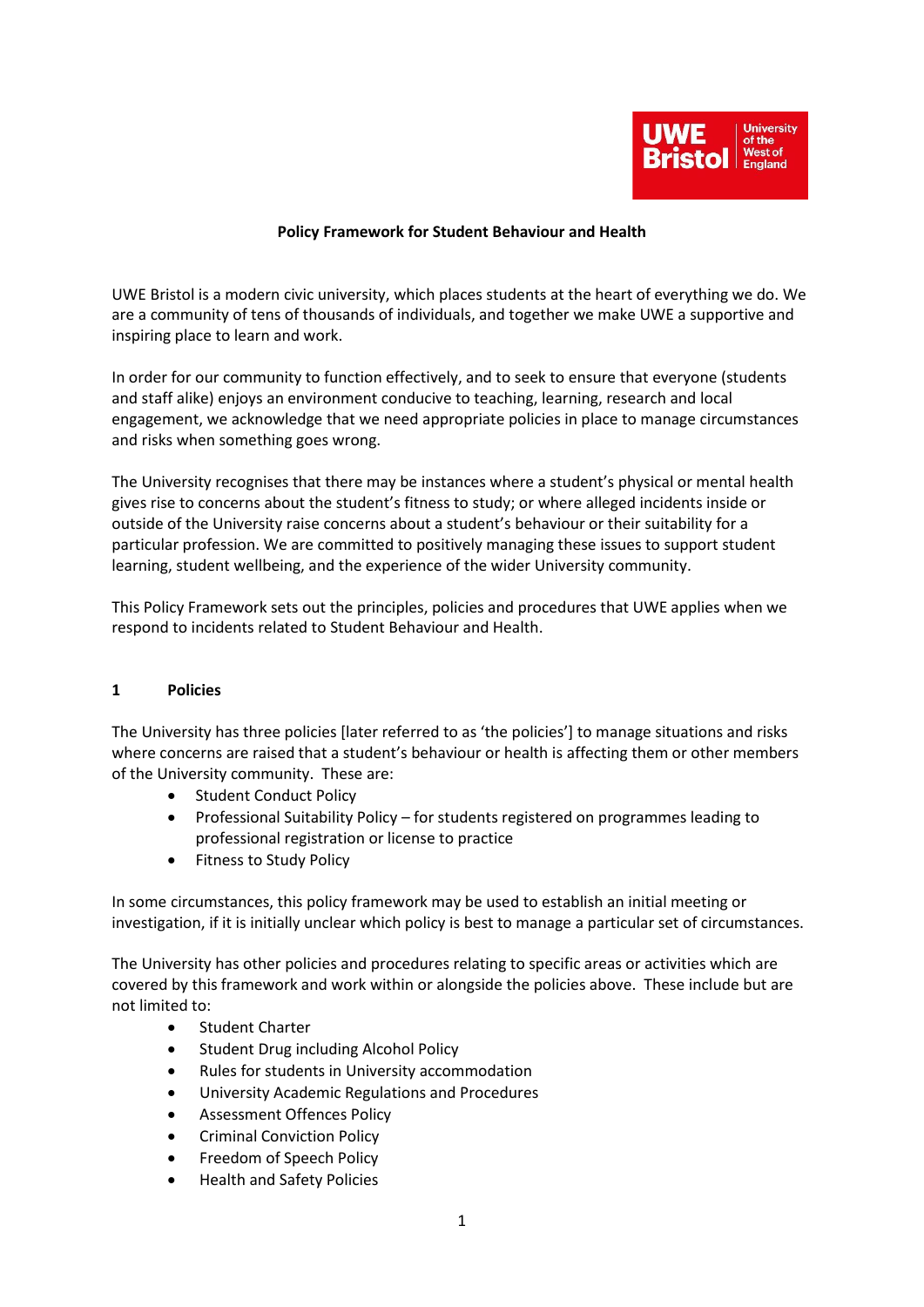# Policy Framework for Student Behaviour and Health

UWE Bristol is a modern civic university, which places students at the heart of everything we do. We are a community of tens of thousands of individuals, and together we make UWE a supportive and inspiring place to learn and work.

In order for our community to function effectively, and to seek to ensure that everyone (students and staff alike) enjoys an environment conducive to teaching, learning, research and local engagement, we acknowledge that we need appropriate policies in place to manage circumstances and risks when something goes wrong.

The University recognises that there may be instances where a student's physical or mental health gives rise to concerns about the student's fitness to study; or where alleged incidents inside or outside of the University raise concerns about a student's behaviour or their suitability for a particular profession. We are committed to positively managing these issues to support student learning, student wellbeing, and the experience of the wider University community.

This Policy Framework sets out the principles, policies and procedures that UWE applies when we respond to incidents related to Student Behaviour and Health.

## 1 Policies

The University has three policies [later referred to as 'the policies'] to manage situations and risks where concerns are raised that a student's behaviour or health is affecting them or other members of the University community. These are:

- Student Conduct Policy
- Professional Suitability Policy – for students registered on programmes leading to professional registration or license to practice
- Fitness to Study Policy

In some circumstances, this policy framework may be used to establish an initial meeting or investigation, if it is initially unclear which policy is best to manage a particular set of circumstances.

The University has other policies and procedures relating to specific areas or activities which are covered by this framework and work within or alongside the policies above. These include but are not limited to:

- Student Charter
- Student Drug including Alcohol Policy
- Rules for students in University accommodation
- University Academic Regulations and Procedures
- Assessment Offences Policy
- Criminal Conviction Policy
- Freedom of Speech Policy
- Health and Safety Policies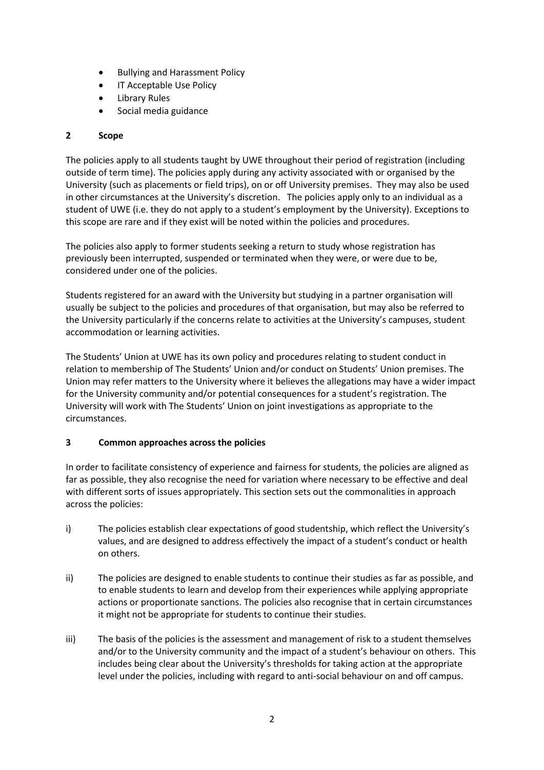- Bullying and Harassment Policy
- IT Acceptable Use Policy
- Library Rules
- Social media guidance

## 2 Scope

The policies apply to all students taught by UWE throughout their period of registration (including outside of term time). The policies apply during any activity associated with or organised by the University (such as placements or field trips), on or off University premises. They may also be used in other circumstances at the University's discretion. The policies apply only to an individual as a student of UWE (i.e. they do not apply to a student's employment by the University). Exceptions to this scope are rare and if they exist will be noted within the policies and procedures.

The policies also apply to former students seeking a return to study whose registration has previously been interrupted, suspended or terminated when they were, or were due to be, considered under one of the policies.

Students registered for an award with the University but studying in a partner organisation will usually be subject to the policies and procedures of that organisation, but may also be referred to the University particularly if the concerns relate to activities at the University's campuses, student accommodation or learning activities.

The Students' Union at UWE has its own policy and procedures relating to student conduct in relation to membership of The Students' Union and/or conduct on Students' Union premises. The Union may refer matters to the University where it believes the allegations may have a wider impact for the University community and/or potential consequences for a student's registration. The University will work with The Students' Union on joint investigations as appropriate to the circumstances.

## 3 Common approaches across the policies

In order to facilitate consistency of experience and fairness for students, the policies are aligned as far as possible, they also recognise the need for variation where necessary to be effective and deal with different sorts of issues appropriately. This section sets out the commonalities in approach across the policies:

i) The policies establish clear expectations of good studentship, which reflect the University's values, and are designed to address effectively the impact of a student's conduct or health on others.

ii) The policies are designed to enable students to continue their studies as far as possible, and to enable students to learn and develop from their experiences while applying appropriate actions or proportionate sanctions. The policies also recognise that in certain circumstances it might not be appropriate for students to continue their studies.

iii) The basis of the policies is the assessment and management of risk to a student themselves and/or to the University community and the impact of a student's behaviour on others. This includes being clear about the University's thresholds for taking action at the appropriate level under the policies, including with regard to anti-social behaviour on and off campus.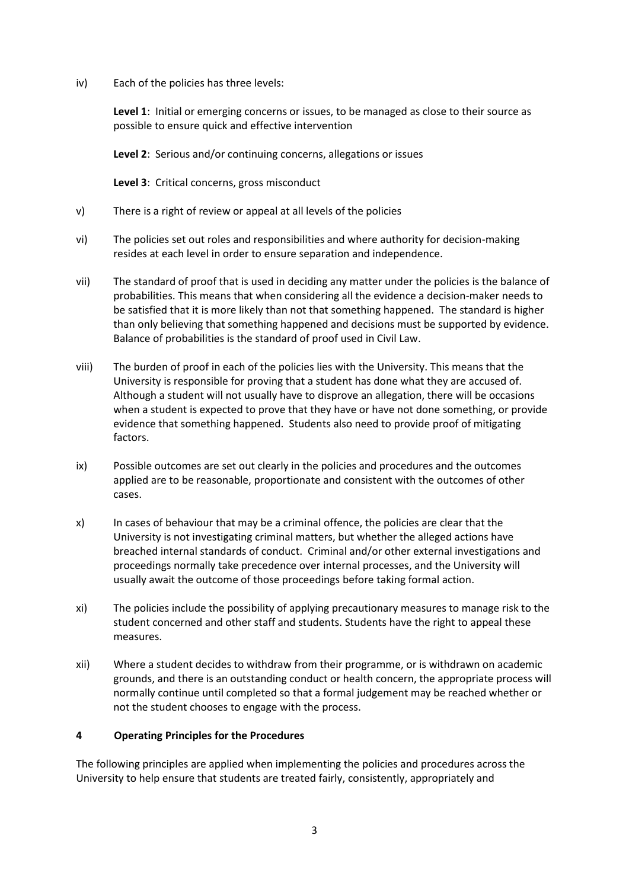iv) Each of the policies has three levels:

**Level 1**: Initial or emerging concerns or issues, to be managed as close to their source as possible to ensure quick and effective intervention

**Level 2**: Serious and/or continuing concerns, allegations or issues

**Level 3**: Critical concerns, gross misconduct

v) There is a right of review or appeal at all levels of the policies

vi) The policies set out roles and responsibilities and where authority for decision-making resides at each level in order to ensure separation and independence.

vii) The standard of proof that is used in deciding any matter under the policies is the balance of probabilities. This means that when considering all the evidence a decision-maker needs to be satisfied that it is more likely than not that something happened. The standard is higher than only believing that something happened and decisions must be supported by evidence. Balance of probabilities is the standard of proof used in Civil Law.

viii) The burden of proof in each of the policies lies with the University. This means that the University is responsible for proving that a student has done what they are accused of. Although a student will not usually have to disprove an allegation, there will be occasions when a student is expected to prove that they have or have not done something, or provide evidence that something happened. Students also need to provide proof of mitigating factors.

ix) Possible outcomes are set out clearly in the policies and procedures and the outcomes applied are to be reasonable, proportionate and consistent with the outcomes of other cases.

x) In cases of behaviour that may be a criminal offence, the policies are clear that the University is not investigating criminal matters, but whether the alleged actions have breached internal standards of conduct. Criminal and/or other external investigations and proceedings normally take precedence over internal processes, and the University will usually await the outcome of those proceedings before taking formal action.

xi) The policies include the possibility of applying precautionary measures to manage risk to the student concerned and other staff and students. Students have the right to appeal these measures.

xii) Where a student decides to withdraw from their programme, or is withdrawn on academic grounds, and there is an outstanding conduct or health concern, the appropriate process will normally continue until completed so that a formal judgement may be reached whether or not the student chooses to engage with the process.

## 4 Operating Principles for the Procedures

The following principles are applied when implementing the policies and procedures across the University to help ensure that students are treated fairly, consistently, appropriately and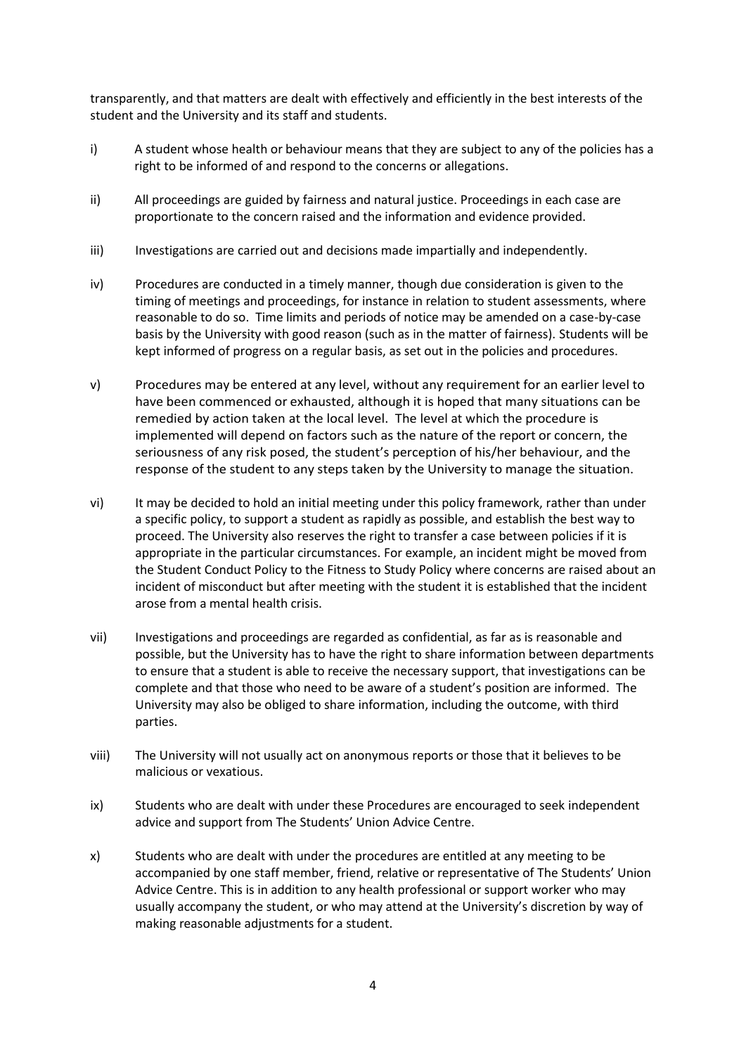transparently, and that matters are dealt with effectively and efficiently in the best interests of the student and the University and its staff and students.

i) A student whose health or behaviour means that they are subject to any of the policies has a right to be informed of and respond to the concerns or allegations.

ii) All proceedings are guided by fairness and natural justice. Proceedings in each case are proportionate to the concern raised and the information and evidence provided.

iii) Investigations are carried out and decisions made impartially and independently.

iv) Procedures are conducted in a timely manner, though due consideration is given to the timing of meetings and proceedings, for instance in relation to student assessments, where reasonable to do so. Time limits and periods of notice may be amended on a case-by-case basis by the University with good reason (such as in the matter of fairness). Students will be kept informed of progress on a regular basis, as set out in the policies and procedures.

v) Procedures may be entered at any level, without any requirement for an earlier level to have been commenced or exhausted, although it is hoped that many situations can be remedied by action taken at the local level. The level at which the procedure is implemented will depend on factors such as the nature of the report or concern, the seriousness of any risk posed, the student's perception of his/her behaviour, and the response of the student to any steps taken by the University to manage the situation.

vi) It may be decided to hold an initial meeting under this policy framework, rather than under a specific policy, to support a student as rapidly as possible, and establish the best way to proceed. The University also reserves the right to transfer a case between policies if it is appropriate in the particular circumstances. For example, an incident might be moved from the Student Conduct Policy to the Fitness to Study Policy where concerns are raised about an incident of misconduct but after meeting with the student it is established that the incident arose from a mental health crisis.

vii) Investigations and proceedings are regarded as confidential, as far as is reasonable and possible, but the University has to have the right to share information between departments to ensure that a student is able to receive the necessary support, that investigations can be complete and that those who need to be aware of a student's position are informed. The University may also be obliged to share information, including the outcome, with third parties.

viii) The University will not usually act on anonymous reports or those that it believes to be malicious or vexatious.

ix) Students who are dealt with under these Procedures are encouraged to seek independent advice and support from The Students' Union Advice Centre.

x) Students who are dealt with under the procedures are entitled at any meeting to be accompanied by one staff member, friend, relative or representative of The Students' Union Advice Centre. This is in addition to any health professional or support worker who may usually accompany the student, or who may attend at the University's discretion by way of making reasonable adjustments for a student.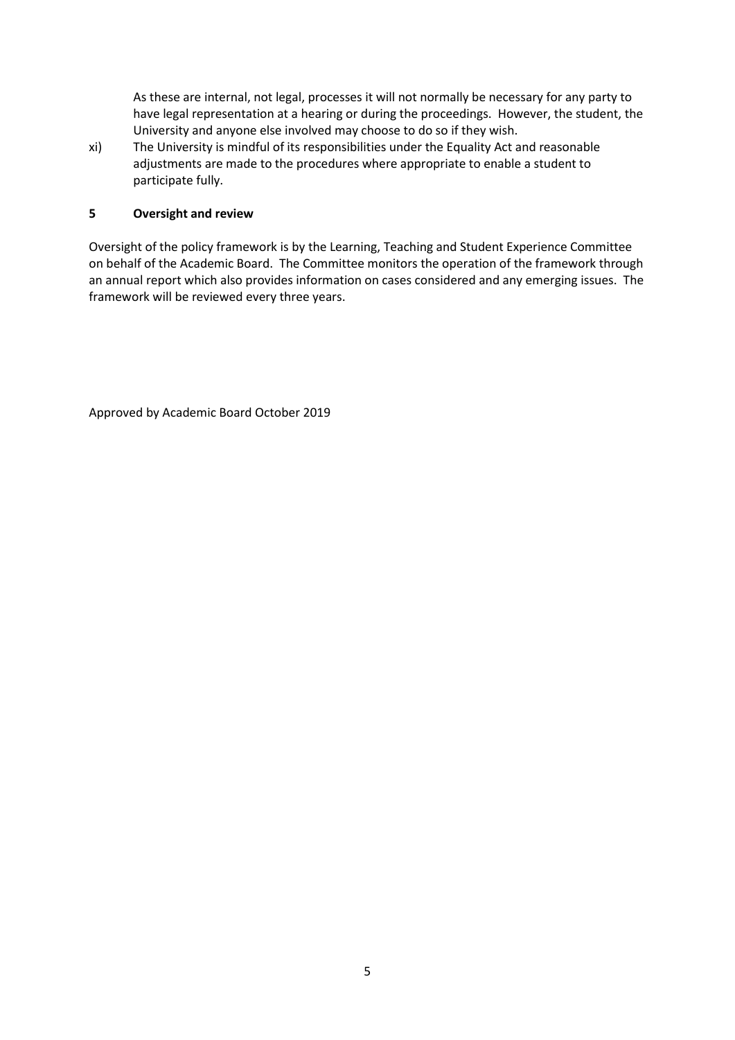As these are internal, not legal, processes it will not normally be necessary for any party to have legal representation at a hearing or during the proceedings. However, the student, the University and anyone else involved may choose to do so if they wish.

xi) The University is mindful of its responsibilities under the Equality Act and reasonable adjustments are made to the procedures where appropriate to enable a student to participate fully.

## 5 Oversight and review

Oversight of the policy framework is by the Learning, Teaching and Student Experience Committee on behalf of the Academic Board. The Committee monitors the operation of the framework through an annual report which also provides information on cases considered and any emerging issues. The framework will be reviewed every three years.

Approved by Academic Board October 2019